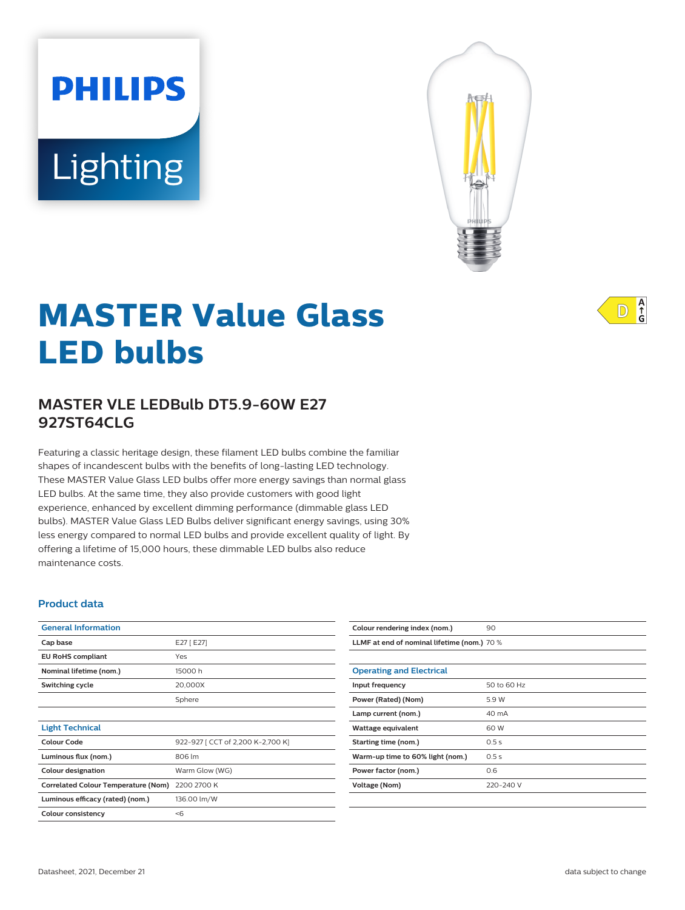PHILIPS

Lighting

# MASTER Value Glass LED bulbs

D A↑G

## MASTER VLE LEDBulb DT5.9-60W E27 927ST64CLG

Featuring a classic heritage design, these filament LED bulbs combine the familiar shapes of incandescent bulbs with the benefits of long-lasting LED technology. These MASTER Value Glass LED bulbs offer more energy savings than normal glass LED bulbs. At the same time, they also provide customers with good light experience, enhanced by excellent dimming performance (dimmable glass LED bulbs). MASTER Value Glass LED Bulbs deliver significant energy savings, using 30% less energy compared to normal LED bulbs and provide excellent quality of light. By offering a lifetime of 15,000 hours, these dimmable LED bulbs also reduce maintenance costs.

### Product data

| General Information | |
|---|---|
| Cap base | E27 [ E27] |
| EU RoHS compliant | Yes |
| Nominal lifetime (nom.) | 15000 h |
| Switching cycle | 20,000X |
| | Sphere |

| Light Technical | |
|---|---|
| Colour Code | 922-927 [ CCT of 2,200 K-2,700 K] |
| Luminous flux (nom.) | 806 lm |
| Colour designation | Warm Glow (WG) |
| Correlated Colour Temperature (Nom) | 2200 2700 K |
| Luminous efficacy (rated) (nom.) | 136.00 lm/W |
| Colour consistency | <6 |
| Colour rendering index (nom.) | 90 |
| LLMF at end of nominal lifetime (nom.) | 70 % |

| Operating and Electrical | |
|---|---|
| Input frequency | 50 to 60 Hz |
| Power (Rated) (Nom) | 5.9 W |
| Lamp current (nom.) | 40 mA |
| Wattage equivalent | 60 W |
| Starting time (nom.) | 0.5 s |
| Warm-up time to 60% light (nom.) | 0.5 s |
| Power factor (nom.) | 0.6 |
| Voltage (Nom) | 220-240 V |

Datasheet, 2021, December 21

data subject to change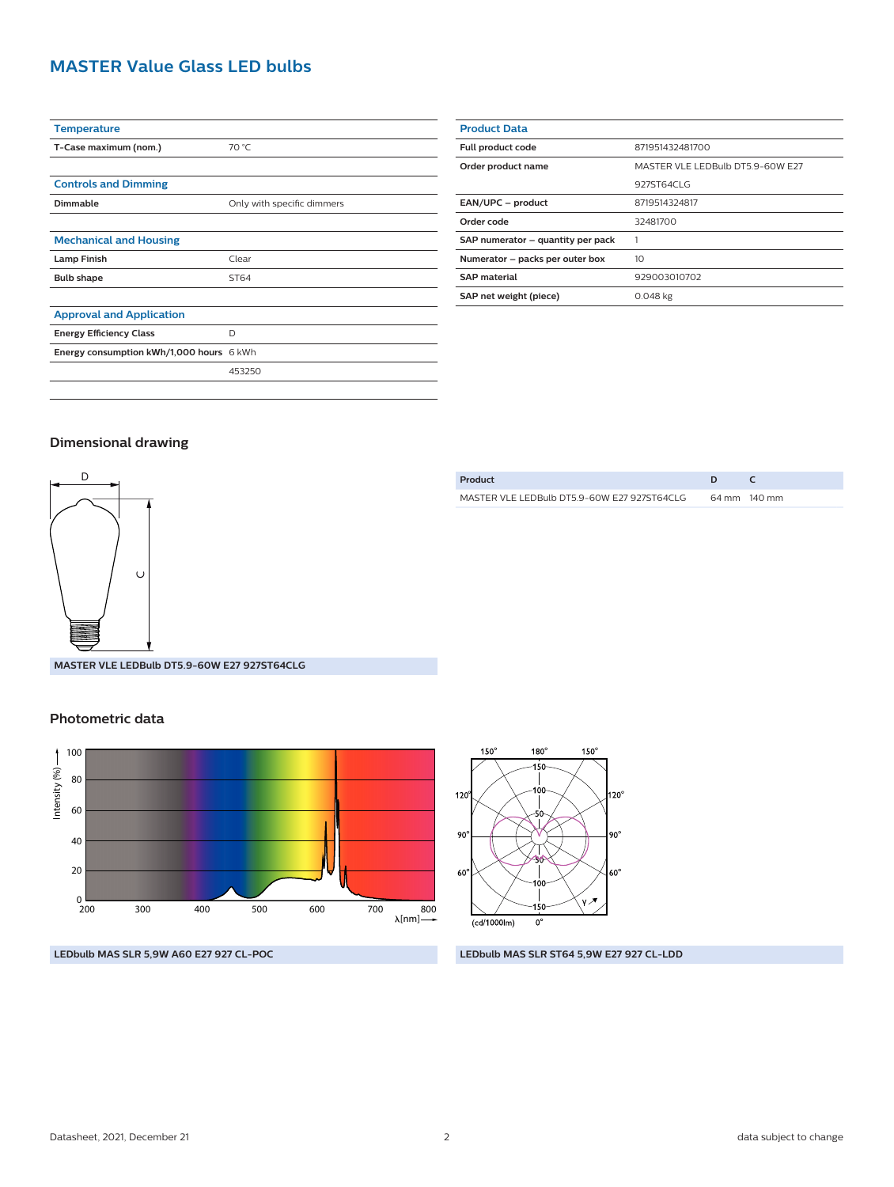# MASTER Value Glass LED bulbs

| Temperature | |
|---|---|
| T-Case maximum (nom.) | 70 °C |

| Controls and Dimming | |
|---|---|
| Dimmable | Only with specific dimmers |

| Mechanical and Housing | |
|---|---|
| Lamp Finish | Clear |
| Bulb shape | ST64 |

| Approval and Application | |
|---|---|
| Energy Efficiency Class | D |
| Energy consumption kWh/1,000 hours | 6 kWh |
| | 453250 |

| Product Data | |
|---|---|
| Full product code | 871951432481700 |
| Order product name | MASTER VLE LEDBulb DT5.9-60W E27 927ST64CLG |
| EAN/UPC – product | 8719514324817 |
| Order code | 32481700 |
| SAP numerator – quantity per pack | 1 |
| Numerator – packs per outer box | 10 |
| SAP material | 929003010702 |
| SAP net weight (piece) | 0.048 kg |

## Dimensional drawing

MASTER VLE LEDBulb DT5.9-60W E27 927ST64CLG

| Product | D | C |
|---|---|---|
| MASTER VLE LEDBulb DT5.9-60W E27 927ST64CLG | 64 mm | 140 mm |

## Photometric data

LEDbulb MAS SLR 5,9W A60 E27 927 CL-POC

LEDbulb MAS SLR ST64 5,9W E27 927 CL-LDD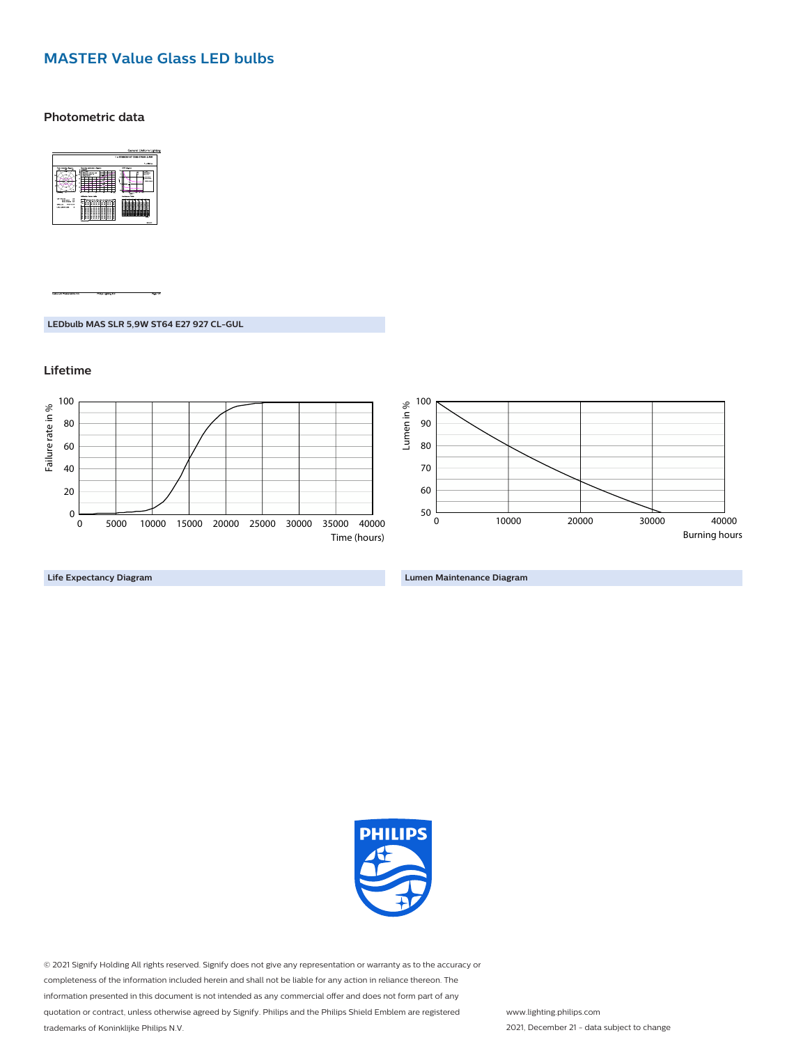# MASTER Value Glass LED bulbs

## Photometric data

LEDbulb MAS SLR 5,9W ST64 E27 927 CL-GUL

## Lifetime

Failure rate in %
100
80
60
40
20
0
0 5000 10000 15000 20000 25000 30000 35000 40000
Time (hours)

Life Expectancy Diagram

Lumen in %
100
90
80
70
60
50
0 10000 20000 30000 40000
Burning hours

Lumen Maintenance Diagram

© 2021 Signify Holding All rights reserved. Signify does not give any representation or warranty as to the accuracy or completeness of the information included herein and shall not be liable for any action in reliance thereon. The information presented in this document is not intended as any commercial offer and does not form part of any quotation or contract, unless otherwise agreed by Signify. Philips and the Philips Shield Emblem are registered trademarks of Koninklijke Philips N.V.

www.lighting.philips.com

2021, December 21 - data subject to change